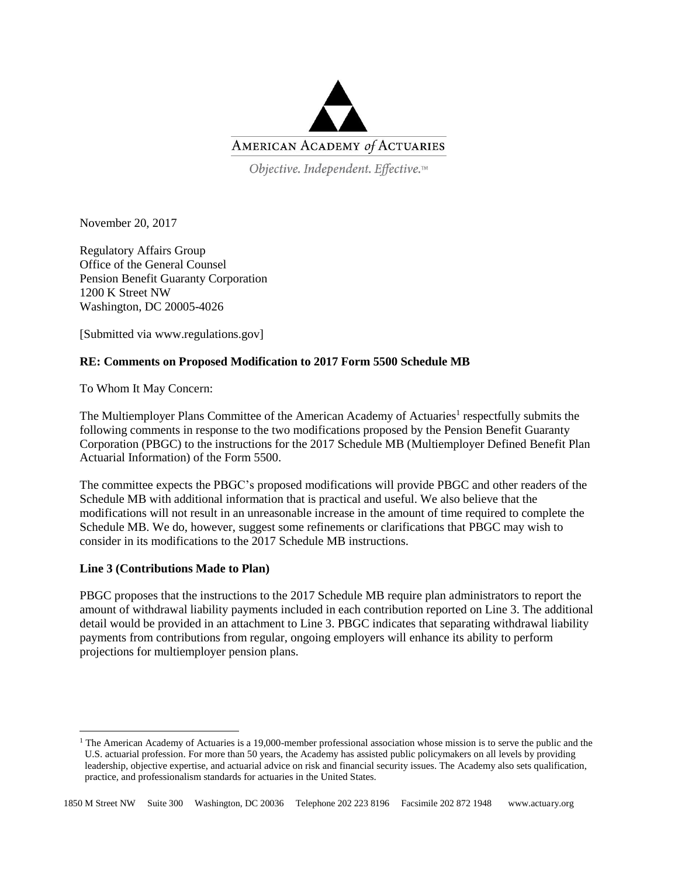AMERICAN ACADEMY *of* ACTUARIES

*Objective. Independent. Effective.*™

November 20, 2017

Regulatory Affairs Group
Office of the General Counsel
Pension Benefit Guaranty Corporation
1200 K Street NW
Washington, DC 20005-4026

[Submitted via www.regulations.gov]

**RE: Comments on Proposed Modification to 2017 Form 5500 Schedule MB**

To Whom It May Concern:

The Multiemployer Plans Committee of the American Academy of Actuaries[1] respectfully submits the following comments in response to the two modifications proposed by the Pension Benefit Guaranty Corporation (PBGC) to the instructions for the 2017 Schedule MB (Multiemployer Defined Benefit Plan Actuarial Information) of the Form 5500.

The committee expects the PBGC's proposed modifications will provide PBGC and other readers of the Schedule MB with additional information that is practical and useful. We also believe that the modifications will not result in an unreasonable increase in the amount of time required to complete the Schedule MB. We do, however, suggest some refinements or clarifications that PBGC may wish to consider in its modifications to the 2017 Schedule MB instructions.

**Line 3 (Contributions Made to Plan)**

PBGC proposes that the instructions to the 2017 Schedule MB require plan administrators to report the amount of withdrawal liability payments included in each contribution reported on Line 3. The additional detail would be provided in an attachment to Line 3. PBGC indicates that separating withdrawal liability payments from contributions from regular, ongoing employers will enhance its ability to perform projections for multiemployer pension plans.

[1] The American Academy of Actuaries is a 19,000-member professional association whose mission is to serve the public and the U.S. actuarial profession. For more than 50 years, the Academy has assisted public policymakers on all levels by providing leadership, objective expertise, and actuarial advice on risk and financial security issues. The Academy also sets qualification, practice, and professionalism standards for actuaries in the United States.

1850 M Street NW Suite 300 Washington, DC 20036 Telephone 202 223 8196 Facsimile 202 872 1948 www.actuary.org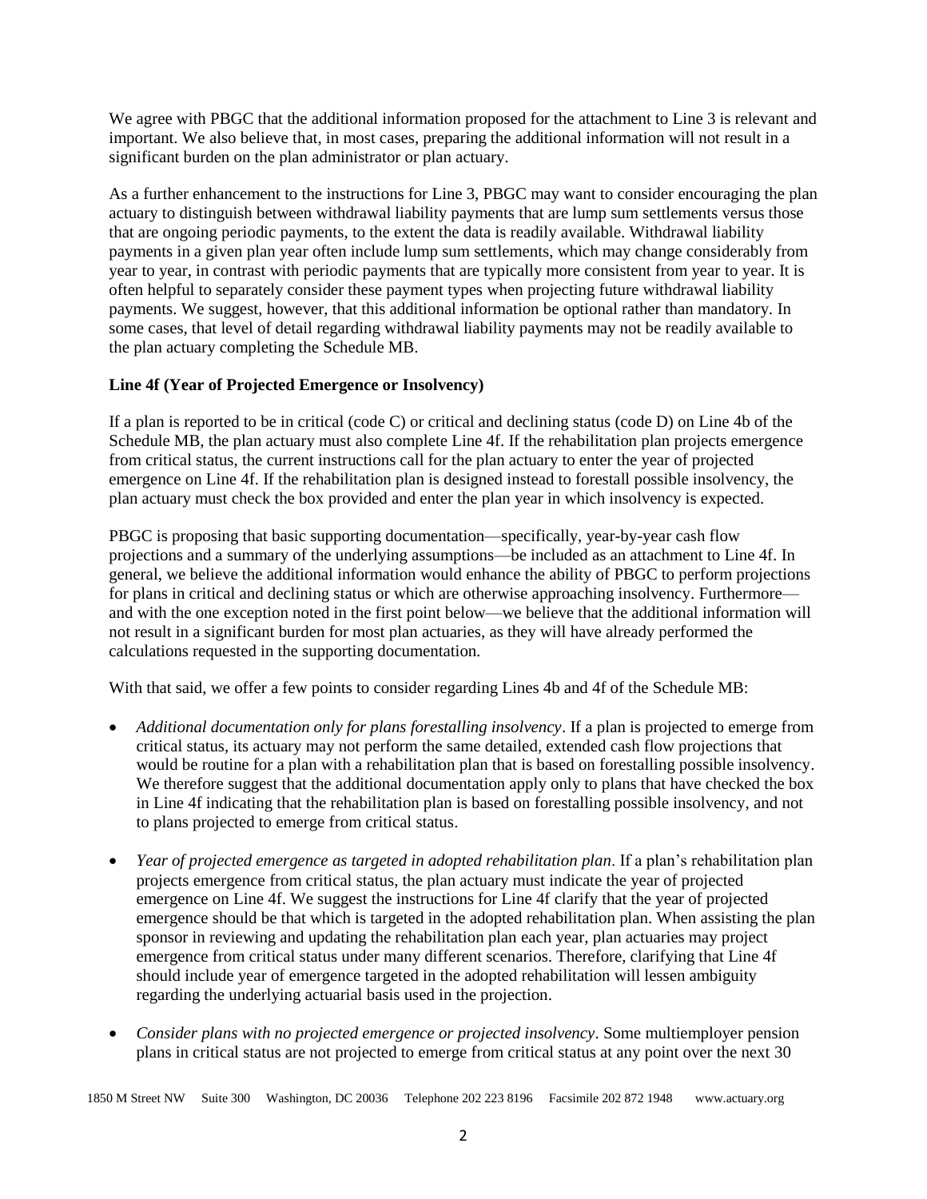We agree with PBGC that the additional information proposed for the attachment to Line 3 is relevant and important. We also believe that, in most cases, preparing the additional information will not result in a significant burden on the plan administrator or plan actuary.

As a further enhancement to the instructions for Line 3, PBGC may want to consider encouraging the plan actuary to distinguish between withdrawal liability payments that are lump sum settlements versus those that are ongoing periodic payments, to the extent the data is readily available. Withdrawal liability payments in a given plan year often include lump sum settlements, which may change considerably from year to year, in contrast with periodic payments that are typically more consistent from year to year. It is often helpful to separately consider these payment types when projecting future withdrawal liability payments. We suggest, however, that this additional information be optional rather than mandatory. In some cases, that level of detail regarding withdrawal liability payments may not be readily available to the plan actuary completing the Schedule MB.

**Line 4f (Year of Projected Emergence or Insolvency)**

If a plan is reported to be in critical (code C) or critical and declining status (code D) on Line 4b of the Schedule MB, the plan actuary must also complete Line 4f. If the rehabilitation plan projects emergence from critical status, the current instructions call for the plan actuary to enter the year of projected emergence on Line 4f. If the rehabilitation plan is designed instead to forestall possible insolvency, the plan actuary must check the box provided and enter the plan year in which insolvency is expected.

PBGC is proposing that basic supporting documentation—specifically, year-by-year cash flow projections and a summary of the underlying assumptions—be included as an attachment to Line 4f. In general, we believe the additional information would enhance the ability of PBGC to perform projections for plans in critical and declining status or which are otherwise approaching insolvency. Furthermore—and with the one exception noted in the first point below—we believe that the additional information will not result in a significant burden for most plan actuaries, as they will have already performed the calculations requested in the supporting documentation.

With that said, we offer a few points to consider regarding Lines 4b and 4f of the Schedule MB:

- *Additional documentation only for plans forestalling insolvency*. If a plan is projected to emerge from critical status, its actuary may not perform the same detailed, extended cash flow projections that would be routine for a plan with a rehabilitation plan that is based on forestalling possible insolvency. We therefore suggest that the additional documentation apply only to plans that have checked the box in Line 4f indicating that the rehabilitation plan is based on forestalling possible insolvency, and not to plans projected to emerge from critical status.
- *Year of projected emergence as targeted in adopted rehabilitation plan*. If a plan's rehabilitation plan projects emergence from critical status, the plan actuary must indicate the year of projected emergence on Line 4f. We suggest the instructions for Line 4f clarify that the year of projected emergence should be that which is targeted in the adopted rehabilitation plan. When assisting the plan sponsor in reviewing and updating the rehabilitation plan each year, plan actuaries may project emergence from critical status under many different scenarios. Therefore, clarifying that Line 4f should include year of emergence targeted in the adopted rehabilitation will lessen ambiguity regarding the underlying actuarial basis used in the projection.
- *Consider plans with no projected emergence or projected insolvency*. Some multiemployer pension plans in critical status are not projected to emerge from critical status at any point over the next 30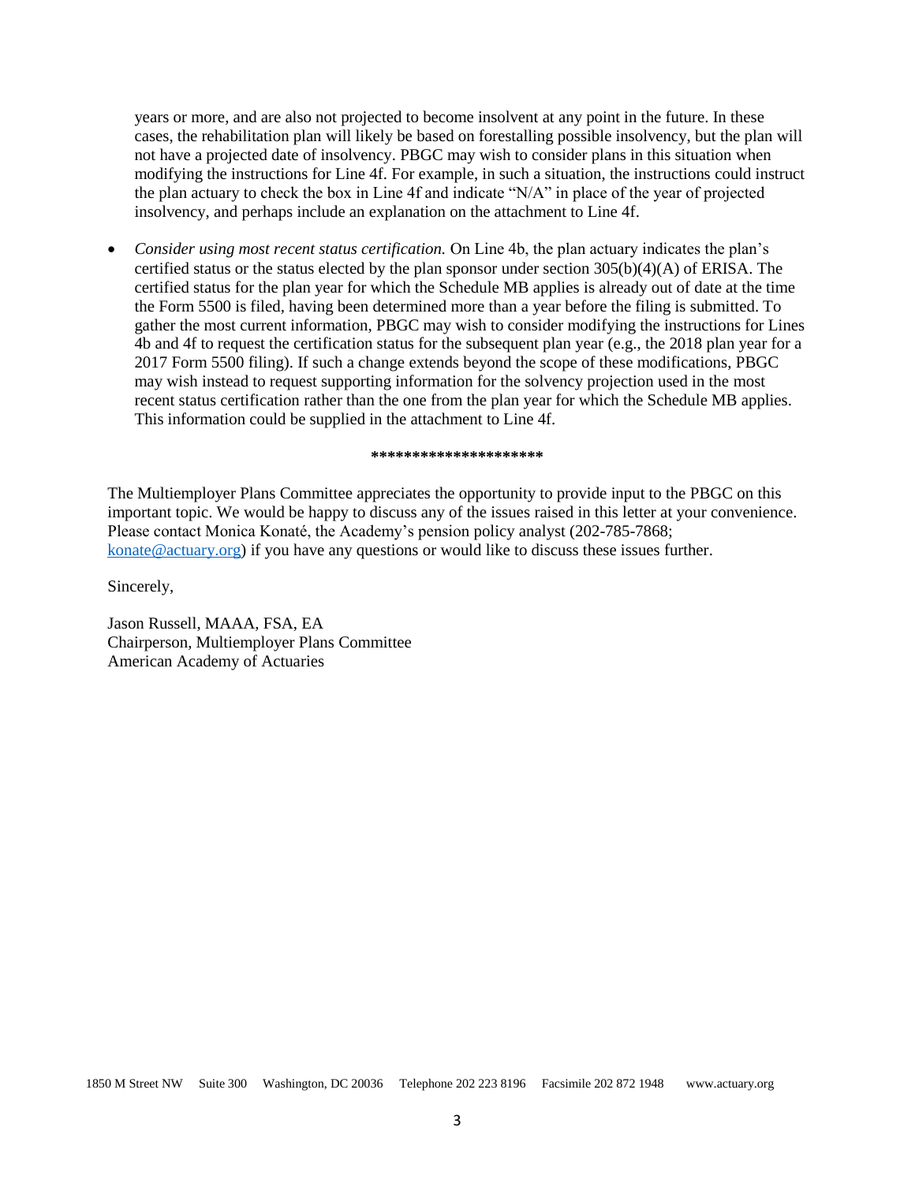years or more, and are also not projected to become insolvent at any point in the future. In these cases, the rehabilitation plan will likely be based on forestalling possible insolvency, but the plan will not have a projected date of insolvency. PBGC may wish to consider plans in this situation when modifying the instructions for Line 4f. For example, in such a situation, the instructions could instruct the plan actuary to check the box in Line 4f and indicate "N/A" in place of the year of projected insolvency, and perhaps include an explanation on the attachment to Line 4f.

- *Consider using most recent status certification.* On Line 4b, the plan actuary indicates the plan's certified status or the status elected by the plan sponsor under section 305(b)(4)(A) of ERISA. The certified status for the plan year for which the Schedule MB applies is already out of date at the time the Form 5500 is filed, having been determined more than a year before the filing is submitted. To gather the most current information, PBGC may wish to consider modifying the instructions for Lines 4b and 4f to request the certification status for the subsequent plan year (e.g., the 2018 plan year for a 2017 Form 5500 filing). If such a change extends beyond the scope of these modifications, PBGC may wish instead to request supporting information for the solvency projection used in the most recent status certification rather than the one from the plan year for which the Schedule MB applies. This information could be supplied in the attachment to Line 4f.

********************

The Multiemployer Plans Committee appreciates the opportunity to provide input to the PBGC on this important topic. We would be happy to discuss any of the issues raised in this letter at your convenience. Please contact Monica Konaté, the Academy's pension policy analyst (202-785-7868; konate@actuary.org) if you have any questions or would like to discuss these issues further.

Sincerely,

Jason Russell, MAAA, FSA, EA
Chairperson, Multiemployer Plans Committee
American Academy of Actuaries